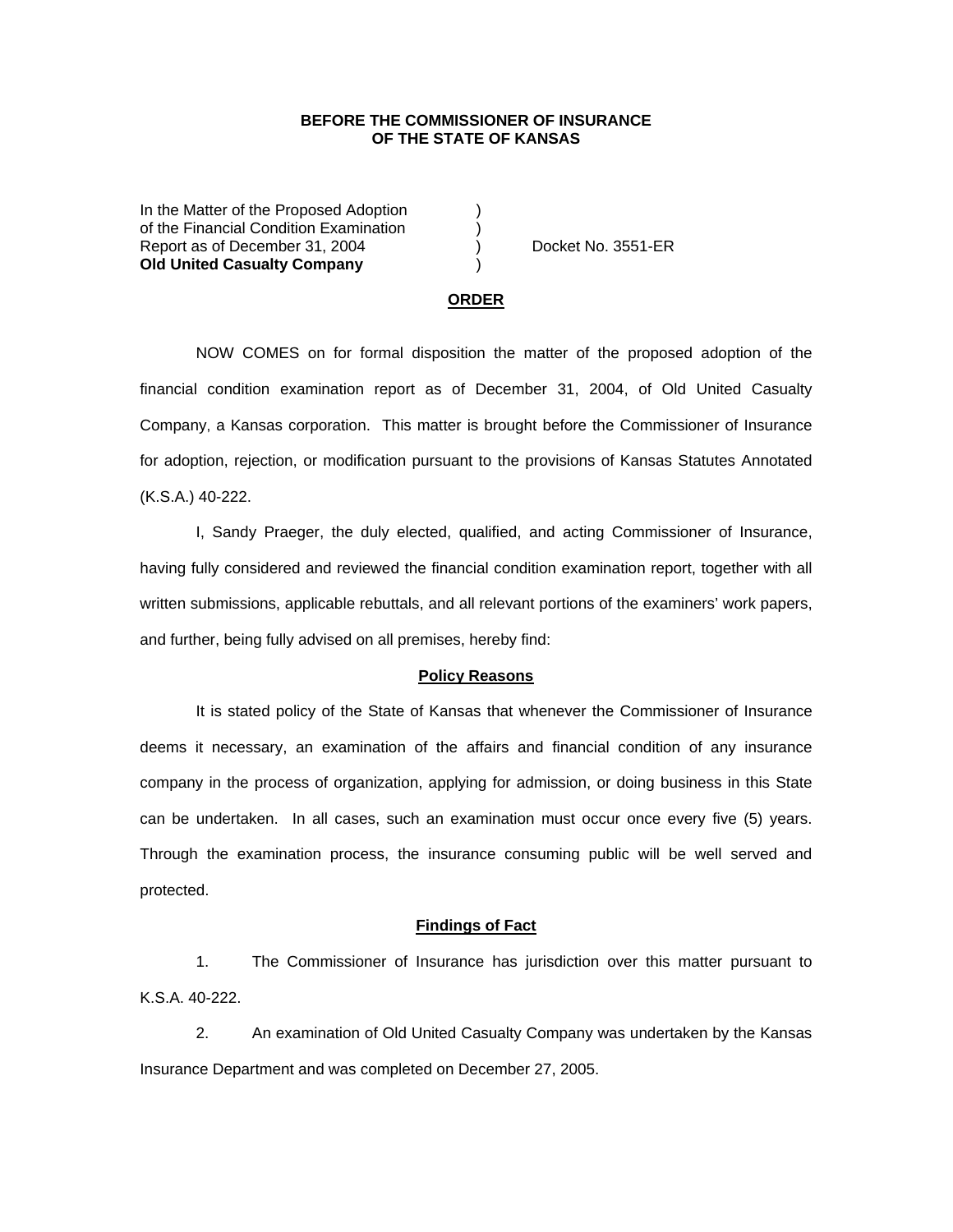**BEFORE THE COMMISSIONER OF INSURANCE**
**OF THE STATE OF KANSAS**

| | | |
|---|---|---|
| In the Matter of the Proposed Adoption | ) | |
| of the Financial Condition Examination | ) | |
| Report as of December 31, 2004 | ) | Docket No. 3551-ER |
| **Old United Casualty Company** | ) | |

## ORDER

NOW COMES on for formal disposition the matter of the proposed adoption of the financial condition examination report as of December 31, 2004, of Old United Casualty Company, a Kansas corporation. This matter is brought before the Commissioner of Insurance for adoption, rejection, or modification pursuant to the provisions of Kansas Statutes Annotated (K.S.A.) 40-222.

I, Sandy Praeger, the duly elected, qualified, and acting Commissioner of Insurance, having fully considered and reviewed the financial condition examination report, together with all written submissions, applicable rebuttals, and all relevant portions of the examiners' work papers, and further, being fully advised on all premises, hereby find:

### Policy Reasons

It is stated policy of the State of Kansas that whenever the Commissioner of Insurance deems it necessary, an examination of the affairs and financial condition of any insurance company in the process of organization, applying for admission, or doing business in this State can be undertaken. In all cases, such an examination must occur once every five (5) years. Through the examination process, the insurance consuming public will be well served and protected.

### Findings of Fact

1. The Commissioner of Insurance has jurisdiction over this matter pursuant to K.S.A. 40-222.

2. An examination of Old United Casualty Company was undertaken by the Kansas Insurance Department and was completed on December 27, 2005.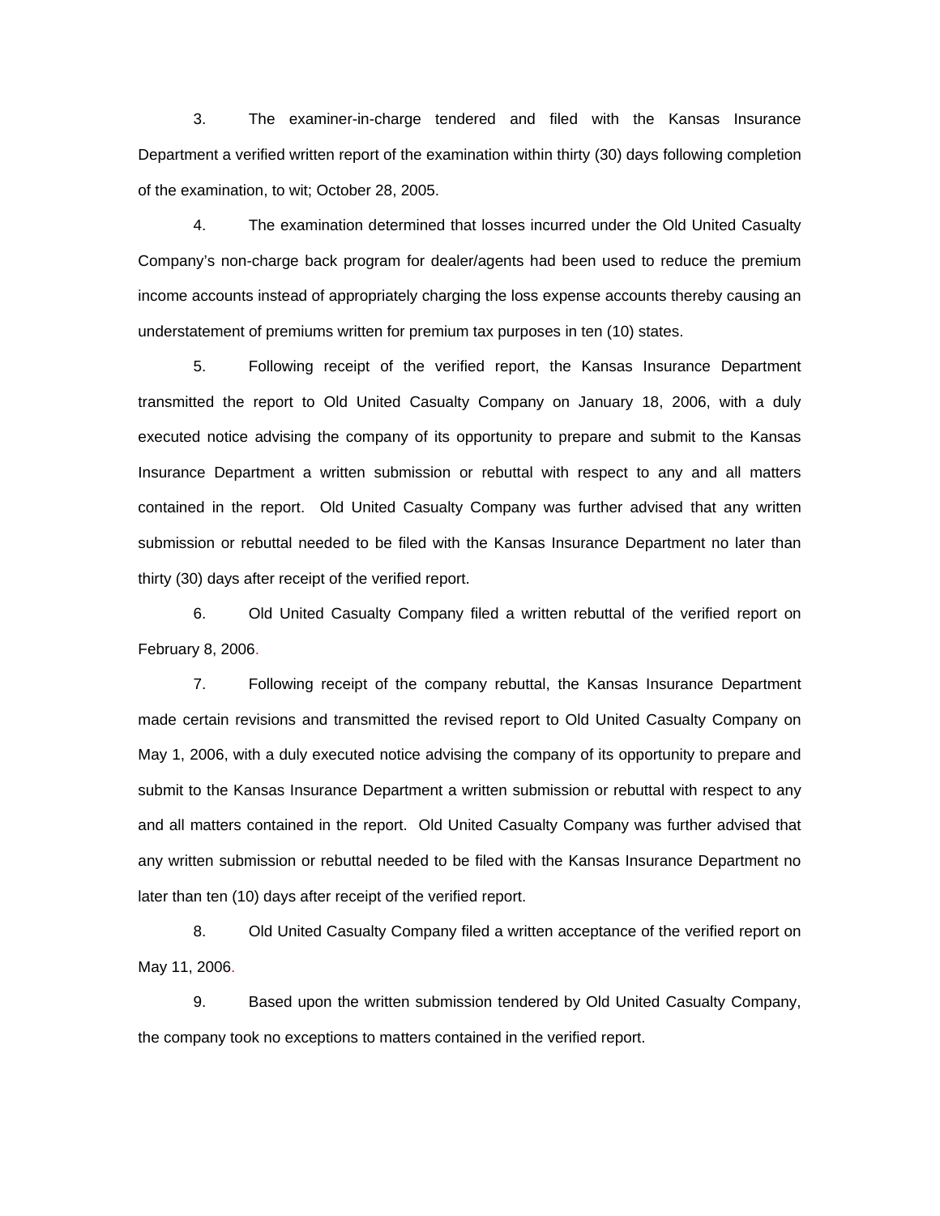3. The examiner-in-charge tendered and filed with the Kansas Insurance Department a verified written report of the examination within thirty (30) days following completion of the examination, to wit; October 28, 2005.

4. The examination determined that losses incurred under the Old United Casualty Company's non-charge back program for dealer/agents had been used to reduce the premium income accounts instead of appropriately charging the loss expense accounts thereby causing an understatement of premiums written for premium tax purposes in ten (10) states.

5. Following receipt of the verified report, the Kansas Insurance Department transmitted the report to Old United Casualty Company on January 18, 2006, with a duly executed notice advising the company of its opportunity to prepare and submit to the Kansas Insurance Department a written submission or rebuttal with respect to any and all matters contained in the report. Old United Casualty Company was further advised that any written submission or rebuttal needed to be filed with the Kansas Insurance Department no later than thirty (30) days after receipt of the verified report.

6. Old United Casualty Company filed a written rebuttal of the verified report on February 8, 2006.

7. Following receipt of the company rebuttal, the Kansas Insurance Department made certain revisions and transmitted the revised report to Old United Casualty Company on May 1, 2006, with a duly executed notice advising the company of its opportunity to prepare and submit to the Kansas Insurance Department a written submission or rebuttal with respect to any and all matters contained in the report. Old United Casualty Company was further advised that any written submission or rebuttal needed to be filed with the Kansas Insurance Department no later than ten (10) days after receipt of the verified report.

8. Old United Casualty Company filed a written acceptance of the verified report on May 11, 2006.

9. Based upon the written submission tendered by Old United Casualty Company, the company took no exceptions to matters contained in the verified report.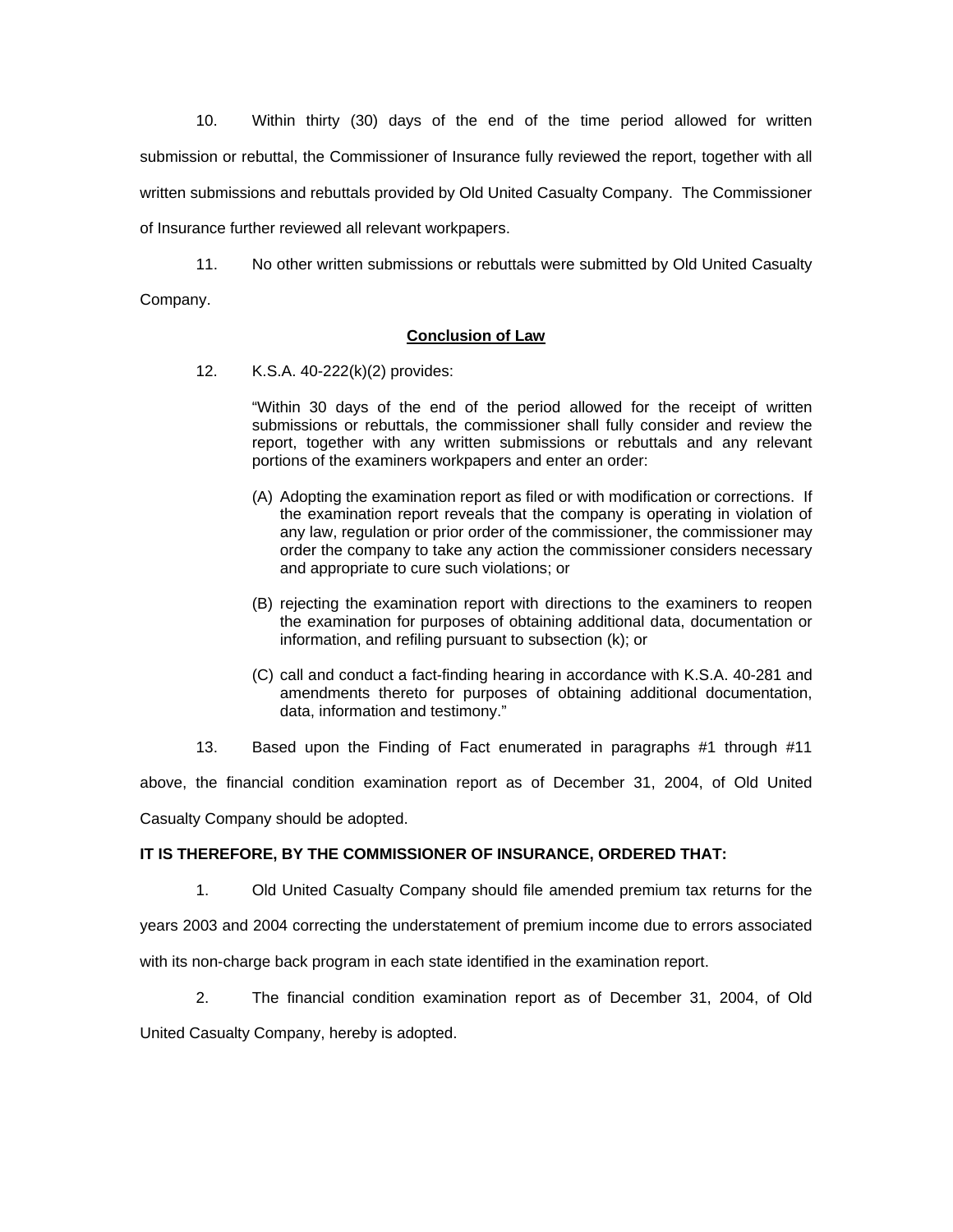10. Within thirty (30) days of the end of the time period allowed for written submission or rebuttal, the Commissioner of Insurance fully reviewed the report, together with all written submissions and rebuttals provided by Old United Casualty Company. The Commissioner of Insurance further reviewed all relevant workpapers.

11. No other written submissions or rebuttals were submitted by Old United Casualty Company.

**Conclusion of Law**

12. K.S.A. 40-222(k)(2) provides:

> "Within 30 days of the end of the period allowed for the receipt of written submissions or rebuttals, the commissioner shall fully consider and review the report, together with any written submissions or rebuttals and any relevant portions of the examiners workpapers and enter an order:
>
> (A) Adopting the examination report as filed or with modification or corrections. If the examination report reveals that the company is operating in violation of any law, regulation or prior order of the commissioner, the commissioner may order the company to take any action the commissioner considers necessary and appropriate to cure such violations; or
>
> (B) rejecting the examination report with directions to the examiners to reopen the examination for purposes of obtaining additional data, documentation or information, and refiling pursuant to subsection (k); or
>
> (C) call and conduct a fact-finding hearing in accordance with K.S.A. 40-281 and amendments thereto for purposes of obtaining additional documentation, data, information and testimony."

13. Based upon the Finding of Fact enumerated in paragraphs #1 through #11 above, the financial condition examination report as of December 31, 2004, of Old United Casualty Company should be adopted.

**IT IS THEREFORE, BY THE COMMISSIONER OF INSURANCE, ORDERED THAT:**

1. Old United Casualty Company should file amended premium tax returns for the years 2003 and 2004 correcting the understatement of premium income due to errors associated with its non-charge back program in each state identified in the examination report.

2. The financial condition examination report as of December 31, 2004, of Old United Casualty Company, hereby is adopted.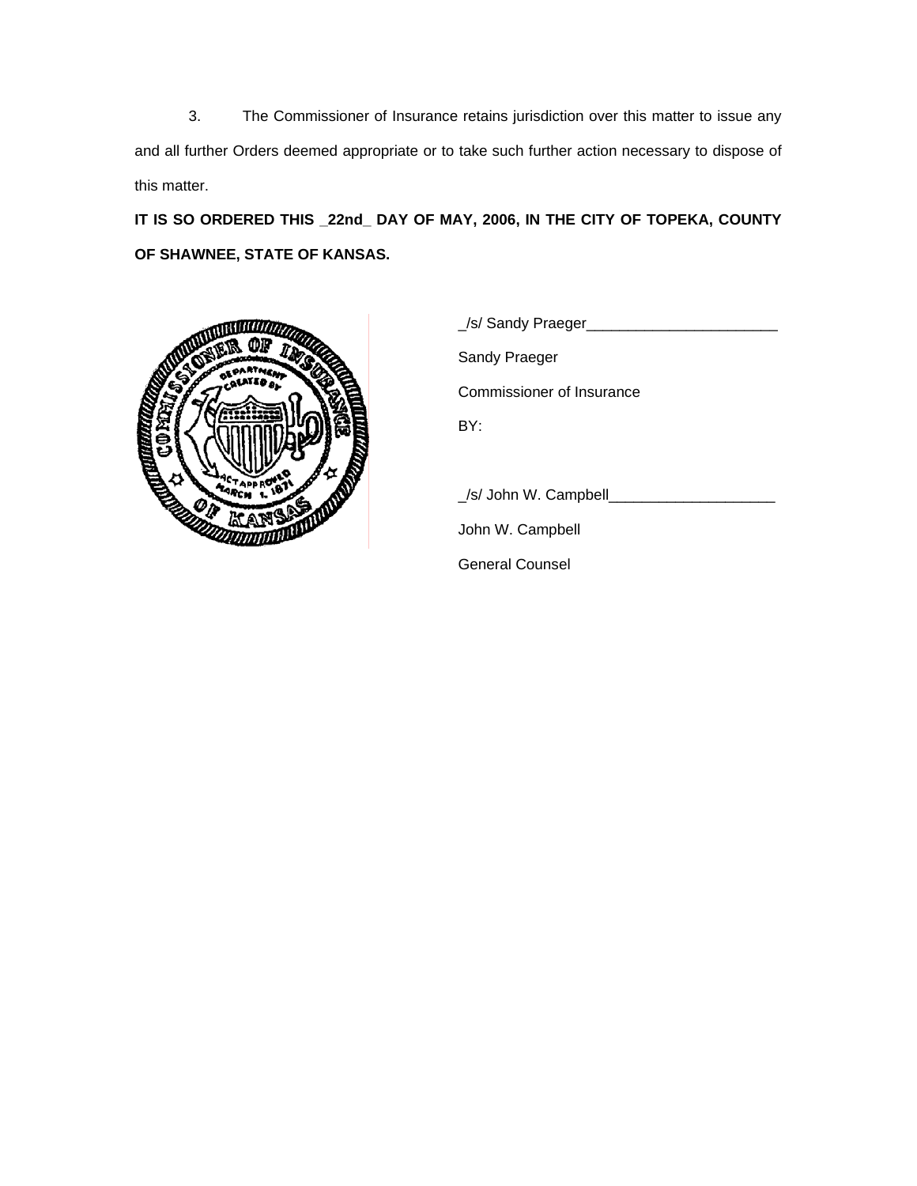3. The Commissioner of Insurance retains jurisdiction over this matter to issue any and all further Orders deemed appropriate or to take such further action necessary to dispose of this matter.

**IT IS SO ORDERED THIS _22nd_ DAY OF MAY, 2006, IN THE CITY OF TOPEKA, COUNTY OF SHAWNEE, STATE OF KANSAS.**

_/s/ Sandy Praeger______________________

Sandy Praeger

Commissioner of Insurance

BY:

_/s/ John W. Campbell___________________

John W. Campbell

General Counsel